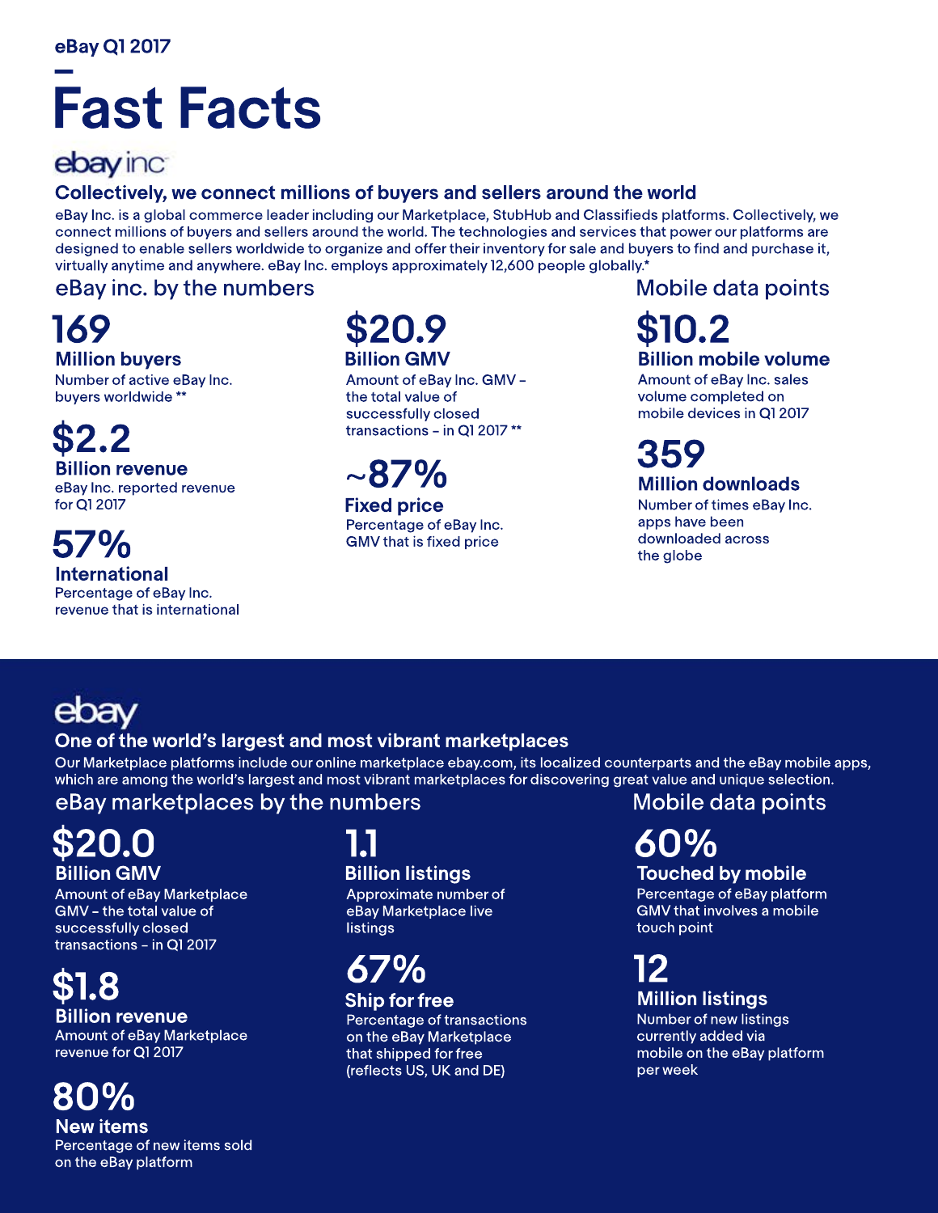eBay Q1 2017

# Fast Facts

ebay inc

## Collectively, we connect millions of buyers and sellers around the world

eBay Inc. is a global commerce leader including our Marketplace, StubHub and Classifieds platforms. Collectively, we connect millions of buyers and sellers around the world. The technologies and services that power our platforms are designed to enable sellers worldwide to organize and offer their inventory for sale and buyers to find and purchase it, virtually anytime and anywhere. eBay Inc. employs approximately 12,600 people globally.*

### eBay inc. by the numbers

**169**
**Million buyers**
Number of active eBay Inc. buyers worldwide **

**$2.2**
**Billion revenue**
eBay Inc. reported revenue for Q1 2017

**57%**
**International**
Percentage of eBay Inc. revenue that is international

**$20.9**
**Billion GMV**
Amount of eBay Inc. GMV – the total value of successfully closed transactions – in Q1 2017 **

**~87%**
**Fixed price**
Percentage of eBay Inc. GMV that is fixed price

### Mobile data points

**$10.2**
**Billion mobile volume**
Amount of eBay Inc. sales volume completed on mobile devices in Q1 2017

**359**
**Million downloads**
Number of times eBay Inc. apps have been downloaded across the globe

ebay

## One of the world's largest and most vibrant marketplaces

Our Marketplace platforms include our online marketplace ebay.com, its localized counterparts and the eBay mobile apps, which are among the world's largest and most vibrant marketplaces for discovering great value and unique selection.

### eBay marketplaces by the numbers

**$20.0**
**Billion GMV**
Amount of eBay Marketplace GMV – the total value of successfully closed transactions – in Q1 2017

**$1.8**
**Billion revenue**
Amount of eBay Marketplace revenue for Q1 2017

**80%**
**New items**
Percentage of new items sold on the eBay platform

**1.1**
**Billion listings**
Approximate number of eBay Marketplace live listings

**67%**
**Ship for free**
Percentage of transactions on the eBay Marketplace that shipped for free (reflects US, UK and DE)

### Mobile data points

**60%**
**Touched by mobile**
Percentage of eBay platform GMV that involves a mobile touch point

**12**
**Million listings**
Number of new listings currently added via mobile on the eBay platform per week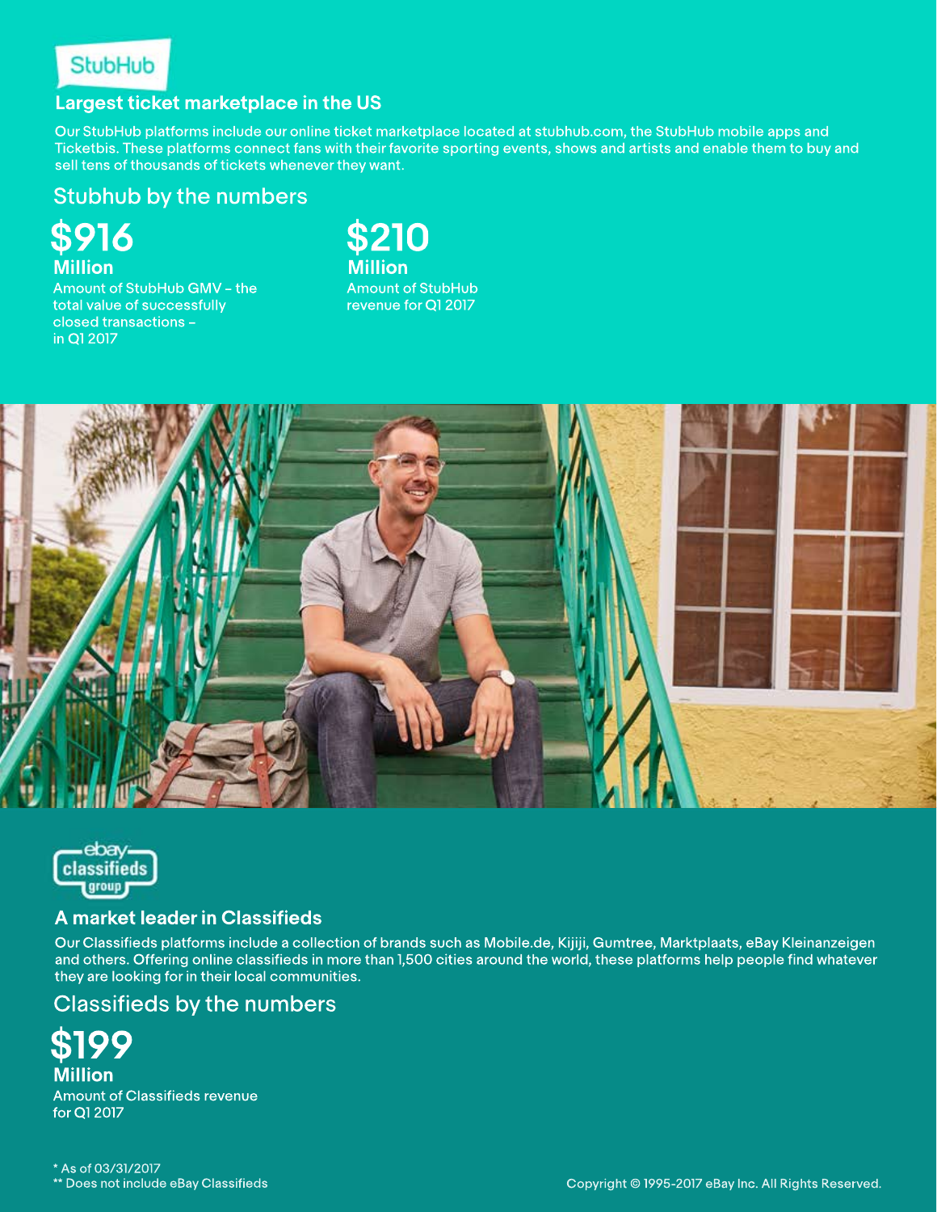StubHub

## Largest ticket marketplace in the US

Our StubHub platforms include our online ticket marketplace located at stubhub.com, the StubHub mobile apps and Ticketbis. These platforms connect fans with their favorite sporting events, shows and artists and enable them to buy and sell tens of thousands of tickets whenever they want.

### Stubhub by the numbers

**$916 Million**
Amount of StubHub GMV – the total value of successfully closed transactions – in Q1 2017

**$210 Million**
Amount of StubHub revenue for Q1 2017

ebay classifieds group

## A market leader in Classifieds

Our Classifieds platforms include a collection of brands such as Mobile.de, Kijiji, Gumtree, Marktplaats, eBay Kleinanzeigen and others. Offering online classifieds in more than 1,500 cities around the world, these platforms help people find whatever they are looking for in their local communities.

### Classifieds by the numbers

**$199 Million**
Amount of Classifieds revenue for Q1 2017

\* As of 03/31/2017
\*\* Does not include eBay Classifieds

Copyright © 1995-2017 eBay Inc. All Rights Reserved.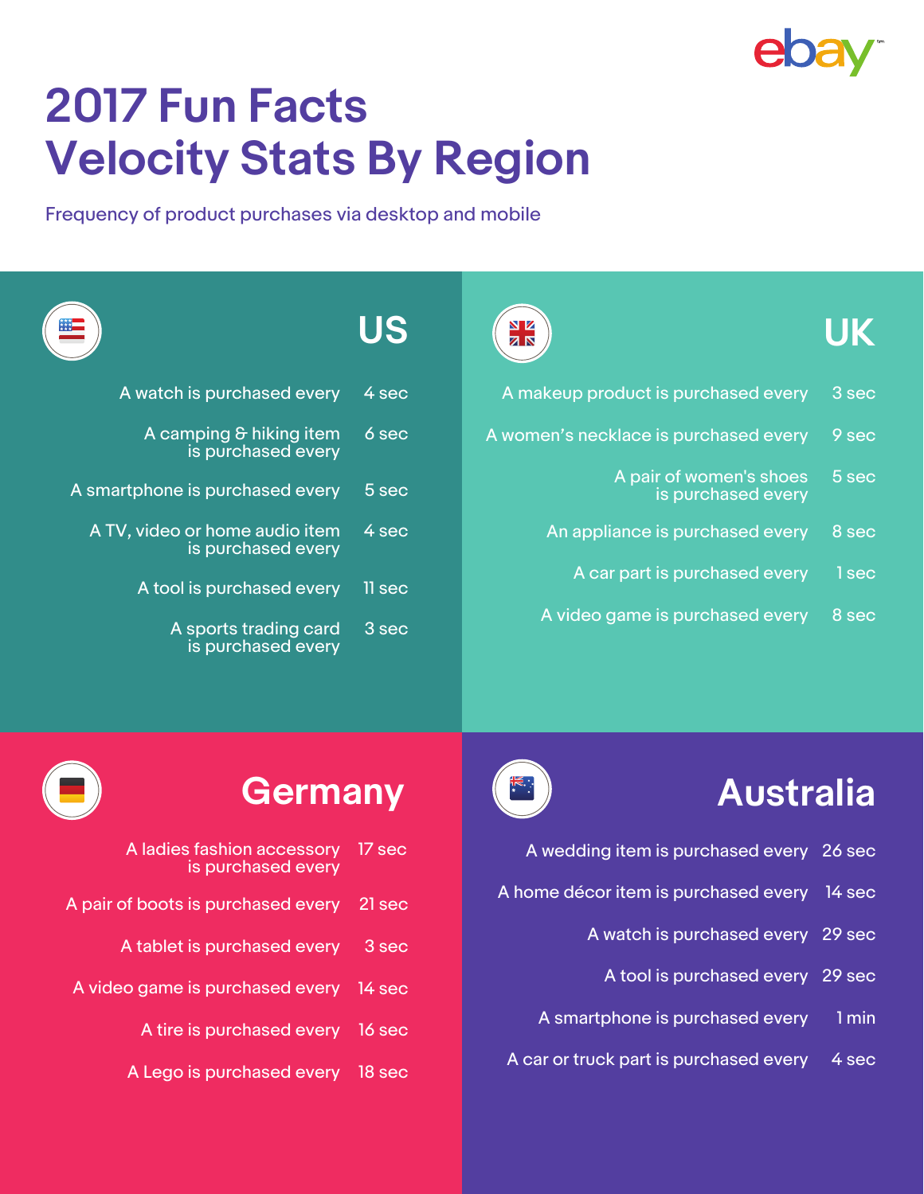ebay

# 2017 Fun Facts
# Velocity Stats By Region

Frequency of product purchases via desktop and mobile

## US

| | |
|---|---|
| A watch is purchased every | 4 sec |
| A camping & hiking item is purchased every | 6 sec |
| A smartphone is purchased every | 5 sec |
| A TV, video or home audio item is purchased every | 4 sec |
| A tool is purchased every | 11 sec |
| A sports trading card is purchased every | 3 sec |

## UK

| | |
|---|---|
| A makeup product is purchased every | 3 sec |
| A women's necklace is purchased every | 9 sec |
| A pair of women's shoes is purchased every | 5 sec |
| An appliance is purchased every | 8 sec |
| A car part is purchased every | 1 sec |
| A video game is purchased every | 8 sec |

## Germany

| | |
|---|---|
| A ladies fashion accessory is purchased every | 17 sec |
| A pair of boots is purchased every | 21 sec |
| A tablet is purchased every | 3 sec |
| A video game is purchased every | 14 sec |
| A tire is purchased every | 16 sec |
| A Lego is purchased every | 18 sec |

## Australia

| | |
|---|---|
| A wedding item is purchased every | 26 sec |
| A home décor item is purchased every | 14 sec |
| A watch is purchased every | 29 sec |
| A tool is purchased every | 29 sec |
| A smartphone is purchased every | 1 min |
| A car or truck part is purchased every | 4 sec |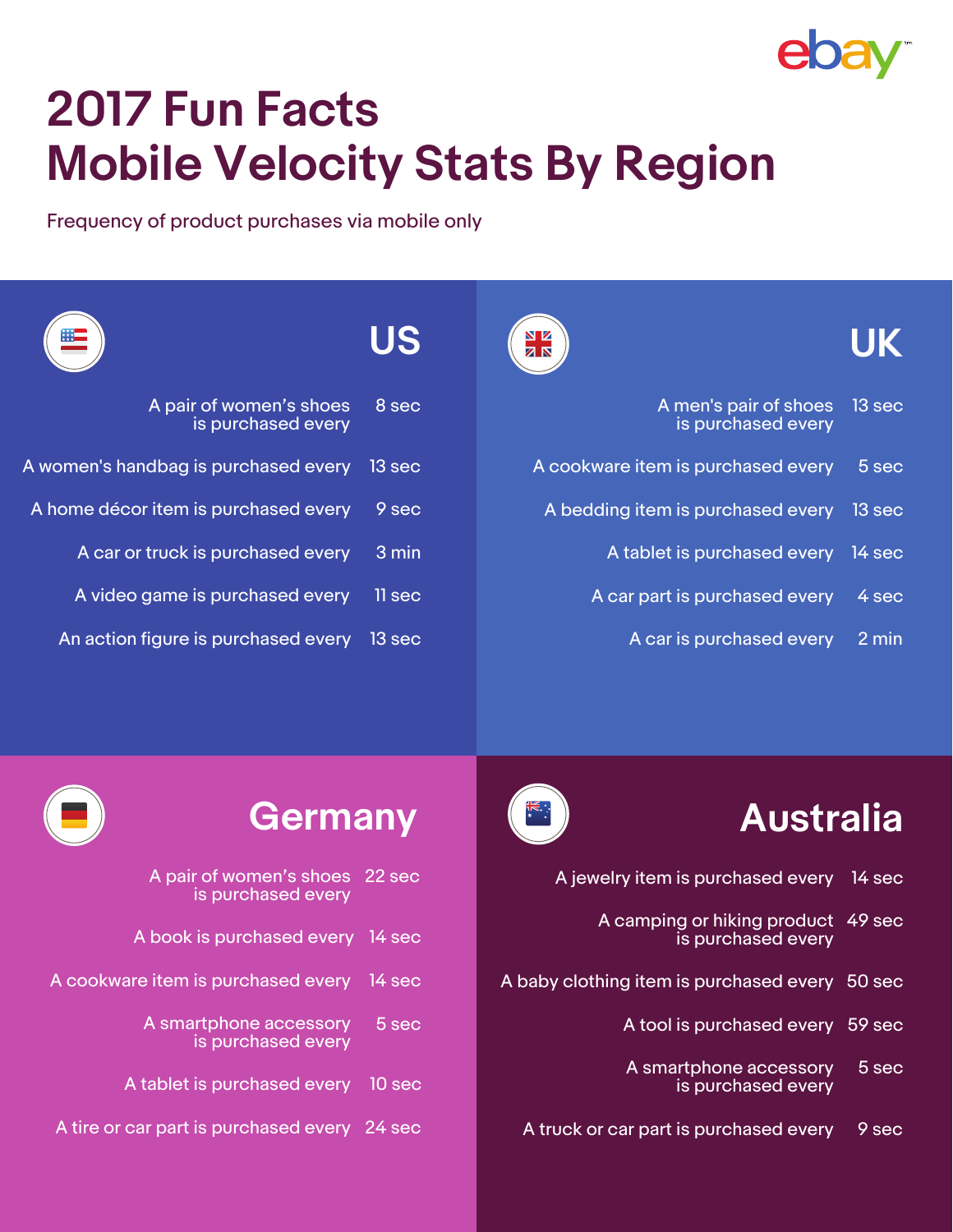ebay

# 2017 Fun Facts
# Mobile Velocity Stats By Region

Frequency of product purchases via mobile only

## US

| | |
|---|---|
| A pair of women's shoes is purchased every | 8 sec |
| A women's handbag is purchased every | 13 sec |
| A home décor item is purchased every | 9 sec |
| A car or truck is purchased every | 3 min |
| A video game is purchased every | 11 sec |
| An action figure is purchased every | 13 sec |

## UK

| | |
|---|---|
| A men's pair of shoes is purchased every | 13 sec |
| A cookware item is purchased every | 5 sec |
| A bedding item is purchased every | 13 sec |
| A tablet is purchased every | 14 sec |
| A car part is purchased every | 4 sec |
| A car is purchased every | 2 min |

## Germany

| | |
|---|---|
| A pair of women's shoes is purchased every | 22 sec |
| A book is purchased every | 14 sec |
| A cookware item is purchased every | 14 sec |
| A smartphone accessory is purchased every | 5 sec |
| A tablet is purchased every | 10 sec |
| A tire or car part is purchased every | 24 sec |

## Australia

| | |
|---|---|
| A jewelry item is purchased every | 14 sec |
| A camping or hiking product is purchased every | 49 sec |
| A baby clothing item is purchased every | 50 sec |
| A tool is purchased every | 59 sec |
| A smartphone accessory is purchased every | 5 sec |
| A truck or car part is purchased every | 9 sec |